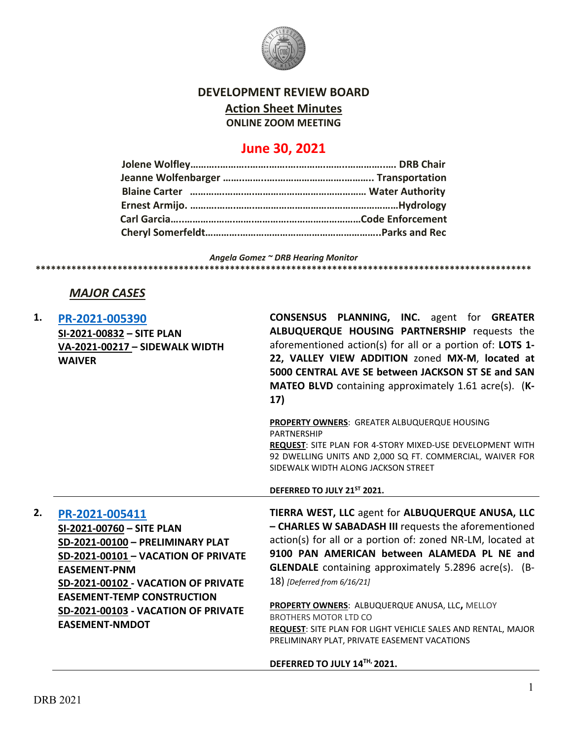# DEVELOPMENT REVIEW BOARD

## Action Sheet Minutes

**ONLINE ZOOM MEETING**

## June 30, 2021

**Jolene Wolfley……………………………………………………………… DRB Chair**
**Jeanne Wolfenbarger ………………………………………………. Transportation**
**Blaine Carter ………………………………………………………… Water Authority**
**Ernest Armijo. ……………………………………………………………………Hydrology**
**Carl Garcia………………………………………………………………Code Enforcement**
**Cheryl Somerfeldt………………………………………………………..Parks and Rec**

*Angela Gomez ~ DRB Hearing Monitor*

****************************************************************************************************

### *MAJOR CASES*

**1. PR-2021-005390**
**SI-2021-00832 – SITE PLAN**
**VA-2021-00217 – SIDEWALK WIDTH WAIVER**

**CONSENSUS PLANNING, INC.** agent for **GREATER ALBUQUERQUE HOUSING PARTNERSHIP** requests the aforementioned action(s) for all or a portion of: **LOTS 1-22, VALLEY VIEW ADDITION** zoned **MX-M**, **located at 5000 CENTRAL AVE SE between JACKSON ST SE and SAN MATEO BLVD** containing approximately 1.61 acre(s). (**K-17)**

**PROPERTY OWNERS**: GREATER ALBUQUERQUE HOUSING PARTNERSHIP
**REQUEST**: SITE PLAN FOR 4-STORY MIXED-USE DEVELOPMENT WITH 92 DWELLING UNITS AND 2,000 SQ FT. COMMERCIAL, WAIVER FOR SIDEWALK WIDTH ALONG JACKSON STREET

**DEFERRED TO JULY 21ST 2021.**

---

**2. PR-2021-005411**
**SI-2021-00760 – SITE PLAN**
**SD-2021-00100 – PRELIMINARY PLAT**
**SD-2021-00101 – VACATION OF PRIVATE EASEMENT-PNM**
**SD-2021-00102 - VACATION OF PRIVATE EASEMENT-TEMP CONSTRUCTION**
**SD-2021-00103 - VACATION OF PRIVATE EASEMENT-NMDOT**

**TIERRA WEST, LLC** agent for **ALBUQUERQUE ANUSA, LLC – CHARLES W SABADASH III** requests the aforementioned action(s) for all or a portion of: zoned NR-LM, located at **9100 PAN AMERICAN between ALAMEDA PL NE and GLENDALE** containing approximately 5.2896 acre(s). (B-18) *[Deferred from 6/16/21]*

**PROPERTY OWNERS**: ALBUQUERQUE ANUSA, LLC**,** MELLOY BROTHERS MOTOR LTD CO
**REQUEST**: SITE PLAN FOR LIGHT VEHICLE SALES AND RENTAL, MAJOR PRELIMINARY PLAT, PRIVATE EASEMENT VACATIONS

**DEFERRED TO JULY 14TH, 2021.**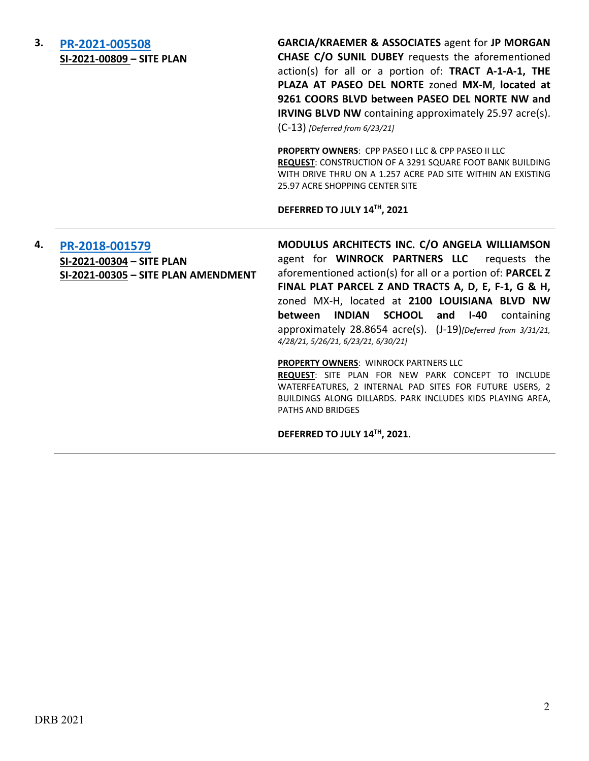3. **[PR-2021-005508](#)**
**SI-2021-00809 – SITE PLAN**

**GARCIA/KRAEMER & ASSOCIATES** agent for **JP MORGAN CHASE C/O SUNIL DUBEY** requests the aforementioned action(s) for all or a portion of: **TRACT A-1-A-1, THE PLAZA AT PASEO DEL NORTE** zoned **MX-M**, **located at 9261 COORS BLVD between PASEO DEL NORTE NW and IRVING BLVD NW** containing approximately 25.97 acre(s). (C-13) *[Deferred from 6/23/21]*

**PROPERTY OWNERS**: CPP PASEO I LLC & CPP PASEO II LLC
**REQUEST**: CONSTRUCTION OF A 3291 SQUARE FOOT BANK BUILDING WITH DRIVE THRU ON A 1.257 ACRE PAD SITE WITHIN AN EXISTING 25.97 ACRE SHOPPING CENTER SITE

**DEFERRED TO JULY 14TH, 2021**

---

4. **[PR-2018-001579](#)**
**SI-2021-00304 – SITE PLAN**
**SI-2021-00305 – SITE PLAN AMENDMENT**

**MODULUS ARCHITECTS INC. C/O ANGELA WILLIAMSON** agent for **WINROCK PARTNERS LLC** requests the aforementioned action(s) for all or a portion of: **PARCEL Z FINAL PLAT PARCEL Z AND TRACTS A, D, E, F-1, G & H,** zoned MX-H, located at **2100 LOUISIANA BLVD NW between INDIAN SCHOOL and I-40** containing approximately 28.8654 acre(s). (J-19)*[Deferred from 3/31/21, 4/28/21, 5/26/21, 6/23/21, 6/30/21]*

**PROPERTY OWNERS**: WINROCK PARTNERS LLC
**REQUEST**: SITE PLAN FOR NEW PARK CONCEPT TO INCLUDE WATERFEATURES, 2 INTERNAL PAD SITES FOR FUTURE USERS, 2 BUILDINGS ALONG DILLARDS. PARK INCLUDES KIDS PLAYING AREA, PATHS AND BRIDGES

**DEFERRED TO JULY 14TH, 2021.**

---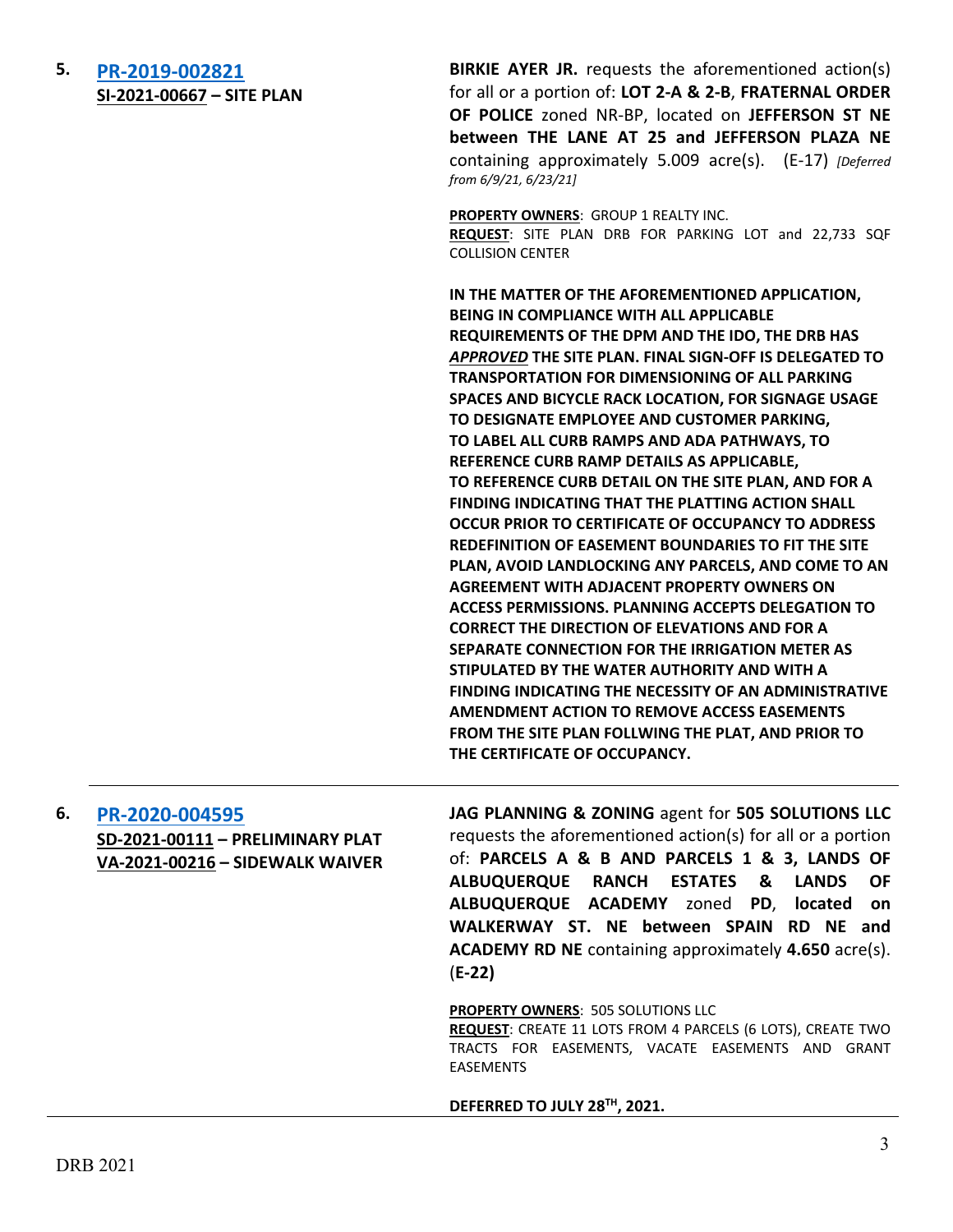**5. [PR-2019-002821](#)**
**[SI-2021-00667](#) – SITE PLAN**

**BIRKIE AYER JR.** requests the aforementioned action(s) for all or a portion of: **LOT 2-A & 2-B**, **FRATERNAL ORDER OF POLICE** zoned NR-BP, located on **JEFFERSON ST NE between THE LANE AT 25 and JEFFERSON PLAZA NE** containing approximately 5.009 acre(s). (E-17) *[Deferred from 6/9/21, 6/23/21]*

**PROPERTY OWNERS**: GROUP 1 REALTY INC.
**REQUEST**: SITE PLAN DRB FOR PARKING LOT and 22,733 SQF COLLISION CENTER

**IN THE MATTER OF THE AFOREMENTIONED APPLICATION, BEING IN COMPLIANCE WITH ALL APPLICABLE REQUIREMENTS OF THE DPM AND THE IDO, THE DRB HAS *APPROVED* THE SITE PLAN. FINAL SIGN-OFF IS DELEGATED TO TRANSPORTATION FOR DIMENSIONING OF ALL PARKING SPACES AND BICYCLE RACK LOCATION, FOR SIGNAGE USAGE TO DESIGNATE EMPLOYEE AND CUSTOMER PARKING, TO LABEL ALL CURB RAMPS AND ADA PATHWAYS, TO REFERENCE CURB RAMP DETAILS AS APPLICABLE, TO REFERENCE CURB DETAIL ON THE SITE PLAN, AND FOR A FINDING INDICATING THAT THE PLATTING ACTION SHALL OCCUR PRIOR TO CERTIFICATE OF OCCUPANCY TO ADDRESS REDEFINITION OF EASEMENT BOUNDARIES TO FIT THE SITE PLAN, AVOID LANDLOCKING ANY PARCELS, AND COME TO AN AGREEMENT WITH ADJACENT PROPERTY OWNERS ON ACCESS PERMISSIONS. PLANNING ACCEPTS DELEGATION TO CORRECT THE DIRECTION OF ELEVATIONS AND FOR A SEPARATE CONNECTION FOR THE IRRIGATION METER AS STIPULATED BY THE WATER AUTHORITY AND WITH A FINDING INDICATING THE NECESSITY OF AN ADMINISTRATIVE AMENDMENT ACTION TO REMOVE ACCESS EASEMENTS FROM THE SITE PLAN FOLLWING THE PLAT, AND PRIOR TO THE CERTIFICATE OF OCCUPANCY.**

---

**6. [PR-2020-004595](#)**
**[SD-2021-00111](#) – PRELIMINARY PLAT**
**[VA-2021-00216](#) – SIDEWALK WAIVER**

**JAG PLANNING & ZONING** agent for **505 SOLUTIONS LLC** requests the aforementioned action(s) for all or a portion of: **PARCELS A & B AND PARCELS 1 & 3, LANDS OF ALBUQUERQUE RANCH ESTATES & LANDS OF ALBUQUERQUE ACADEMY** zoned **PD**, **located on WALKERWAY ST. NE between SPAIN RD NE and ACADEMY RD NE** containing approximately **4.650** acre(s). (**E-22)**

**PROPERTY OWNERS**: 505 SOLUTIONS LLC
**REQUEST**: CREATE 11 LOTS FROM 4 PARCELS (6 LOTS), CREATE TWO TRACTS FOR EASEMENTS, VACATE EASEMENTS AND GRANT EASEMENTS

**DEFERRED TO JULY 28TH, 2021.**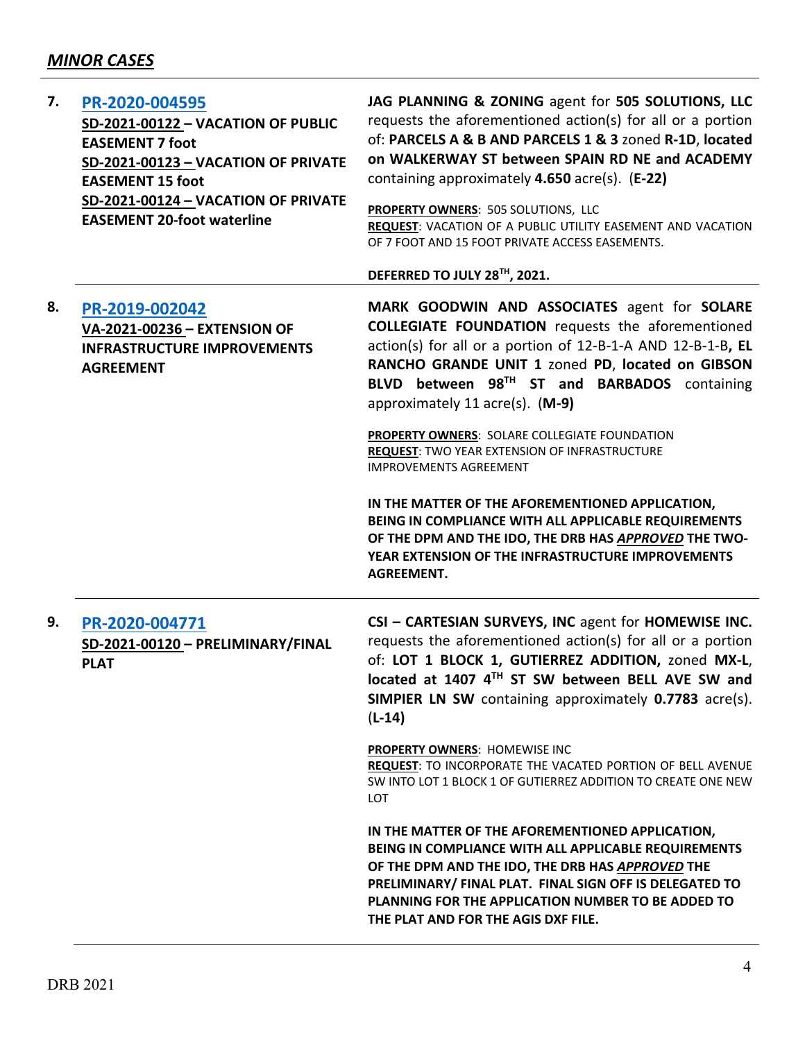## *MINOR CASES*

| | | |
|---|---|---|
| 7. | **PR-2020-004595**<br>**SD-2021-00122 – VACATION OF PUBLIC EASEMENT 7 foot**<br>**SD-2021-00123 – VACATION OF PRIVATE EASEMENT 15 foot**<br>**SD-2021-00124 – VACATION OF PRIVATE EASEMENT 20-foot waterline** | **JAG PLANNING & ZONING** agent for **505 SOLUTIONS, LLC** requests the aforementioned action(s) for all or a portion of: **PARCELS A & B AND PARCELS 1 & 3** zoned **R-1D**, **located on WALKERWAY ST between SPAIN RD NE and ACADEMY** containing approximately **4.650** acre(s). **(E-22)**<br><br>**PROPERTY OWNERS**: 505 SOLUTIONS, LLC<br>**REQUEST**: VACATION OF A PUBLIC UTILITY EASEMENT AND VACATION OF 7 FOOT AND 15 FOOT PRIVATE ACCESS EASEMENTS.<br><br>**DEFERRED TO JULY 28TH, 2021.** |
| 8. | **PR-2019-002042**<br>**VA-2021-00236 – EXTENSION OF INFRASTRUCTURE IMPROVEMENTS AGREEMENT** | **MARK GOODWIN AND ASSOCIATES** agent for **SOLARE COLLEGIATE FOUNDATION** requests the aforementioned action(s) for all or a portion of 12-B-1-A AND 12-B-1-B**, EL RANCHO GRANDE UNIT 1** zoned **PD**, **located on GIBSON BLVD between 98TH ST and BARBADOS** containing approximately 11 acre(s). **(M-9)**<br><br>**PROPERTY OWNERS**: SOLARE COLLEGIATE FOUNDATION<br>**REQUEST**: TWO YEAR EXTENSION OF INFRASTRUCTURE IMPROVEMENTS AGREEMENT<br><br>**IN THE MATTER OF THE AFOREMENTIONED APPLICATION, BEING IN COMPLIANCE WITH ALL APPLICABLE REQUIREMENTS OF THE DPM AND THE IDO, THE DRB HAS *APPROVED* THE TWO-YEAR EXTENSION OF THE INFRASTRUCTURE IMPROVEMENTS AGREEMENT.** |
| 9. | **PR-2020-004771**<br>**SD-2021-00120 – PRELIMINARY/FINAL PLAT** | **CSI – CARTESIAN SURVEYS, INC** agent for **HOMEWISE INC.** requests the aforementioned action(s) for all or a portion of: **LOT 1 BLOCK 1, GUTIERREZ ADDITION,** zoned **MX-L**, **located at 1407 4TH ST SW between BELL AVE SW and SIMPIER LN SW** containing approximately **0.7783** acre(s). **(L-14)**<br><br>**PROPERTY OWNERS**: HOMEWISE INC<br>**REQUEST**: TO INCORPORATE THE VACATED PORTION OF BELL AVENUE SW INTO LOT 1 BLOCK 1 OF GUTIERREZ ADDITION TO CREATE ONE NEW LOT<br><br>**IN THE MATTER OF THE AFOREMENTIONED APPLICATION, BEING IN COMPLIANCE WITH ALL APPLICABLE REQUIREMENTS OF THE DPM AND THE IDO, THE DRB HAS *APPROVED* THE PRELIMINARY/ FINAL PLAT. FINAL SIGN OFF IS DELEGATED TO PLANNING FOR THE APPLICATION NUMBER TO BE ADDED TO THE PLAT AND FOR THE AGIS DXF FILE.** |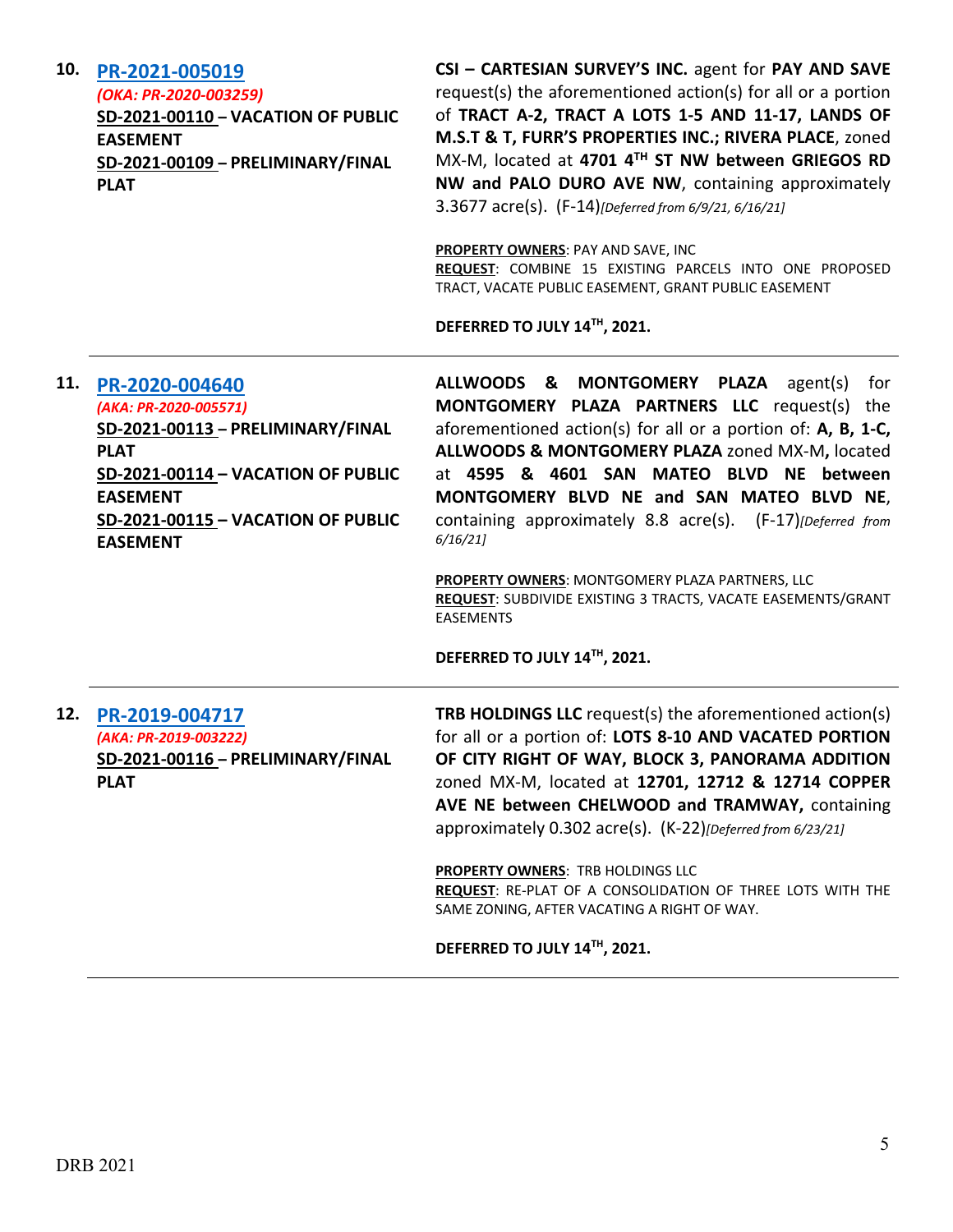**10.** **PR-2021-005019**
*(OKA: PR-2020-003259)*
**SD-2021-00110 – VACATION OF PUBLIC EASEMENT**
**SD-2021-00109 – PRELIMINARY/FINAL PLAT**

**CSI – CARTESIAN SURVEY'S INC.** agent for **PAY AND SAVE** request(s) the aforementioned action(s) for all or a portion of **TRACT A-2, TRACT A LOTS 1-5 AND 11-17, LANDS OF M.S.T & T, FURR'S PROPERTIES INC.; RIVERA PLACE**, zoned MX-M, located at **4701 4TH ST NW between GRIEGOS RD NW and PALO DURO AVE NW**, containing approximately 3.3677 acre(s). (F-14) *[Deferred from 6/9/21, 6/16/21]*

**PROPERTY OWNERS**: PAY AND SAVE, INC
**REQUEST**: COMBINE 15 EXISTING PARCELS INTO ONE PROPOSED TRACT, VACATE PUBLIC EASEMENT, GRANT PUBLIC EASEMENT

**DEFERRED TO JULY 14TH, 2021.**

---

**11.** **PR-2020-004640**
*(AKA: PR-2020-005571)*
**SD-2021-00113 – PRELIMINARY/FINAL PLAT**
**SD-2021-00114 – VACATION OF PUBLIC EASEMENT**
**SD-2021-00115 – VACATION OF PUBLIC EASEMENT**

**ALLWOODS & MONTGOMERY PLAZA** agent(s) for **MONTGOMERY PLAZA PARTNERS LLC** request(s) the aforementioned action(s) for all or a portion of: **A, B, 1-C, ALLWOODS & MONTGOMERY PLAZA** zoned MX-M**,** located at **4595 & 4601 SAN MATEO BLVD NE between MONTGOMERY BLVD NE and SAN MATEO BLVD NE**, containing approximately 8.8 acre(s). (F-17) *[Deferred from 6/16/21]*

**PROPERTY OWNERS**: MONTGOMERY PLAZA PARTNERS, LLC
**REQUEST**: SUBDIVIDE EXISTING 3 TRACTS, VACATE EASEMENTS/GRANT EASEMENTS

**DEFERRED TO JULY 14TH, 2021.**

---

**12.** **PR-2019-004717**
*(AKA: PR-2019-003222)*
**SD-2021-00116 – PRELIMINARY/FINAL PLAT**

**TRB HOLDINGS LLC** request(s) the aforementioned action(s) for all or a portion of: **LOTS 8-10 AND VACATED PORTION OF CITY RIGHT OF WAY, BLOCK 3, PANORAMA ADDITION** zoned MX-M, located at **12701, 12712 & 12714 COPPER AVE NE between CHELWOOD and TRAMWAY,** containing approximately 0.302 acre(s). (K-22) *[Deferred from 6/23/21]*

**PROPERTY OWNERS**: TRB HOLDINGS LLC
**REQUEST**: RE-PLAT OF A CONSOLIDATION OF THREE LOTS WITH THE SAME ZONING, AFTER VACATING A RIGHT OF WAY.

**DEFERRED TO JULY 14TH, 2021.**

---

DRB 2021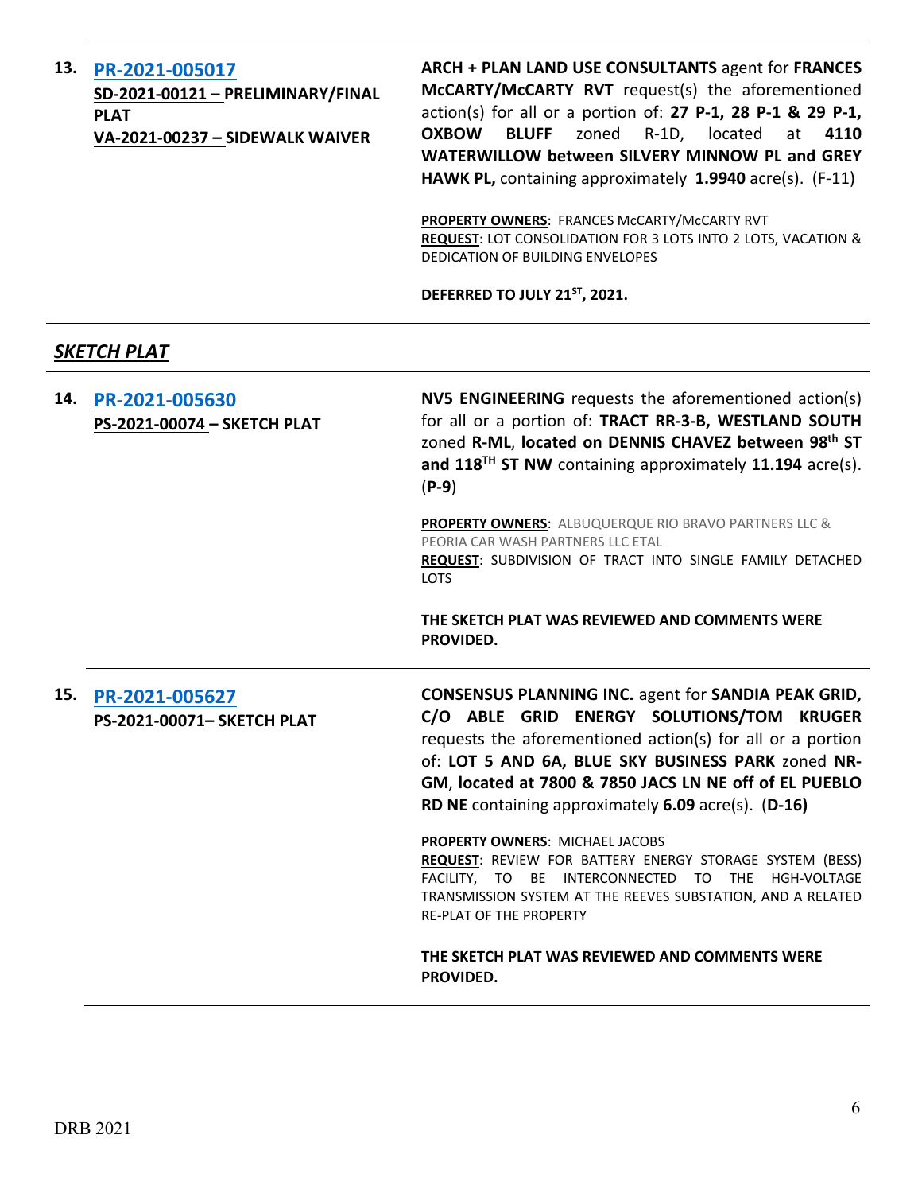**13. [PR-2021-005017](#)**
**SD-2021-00121 – PRELIMINARY/FINAL PLAT**
**VA-2021-00237 – SIDEWALK WAIVER**

**ARCH + PLAN LAND USE CONSULTANTS** agent for **FRANCES McCARTY/McCARTY RVT** request(s) the aforementioned action(s) for all or a portion of: **27 P-1, 28 P-1 & 29 P-1, OXBOW BLUFF** zoned R-1D, located at **4110 WATERWILLOW between SILVERY MINNOW PL and GREY HAWK PL,** containing approximately **1.9940** acre(s). (F-11)

**PROPERTY OWNERS**: FRANCES McCARTY/McCARTY RVT
**REQUEST**: LOT CONSOLIDATION FOR 3 LOTS INTO 2 LOTS, VACATION & DEDICATION OF BUILDING ENVELOPES

**DEFERRED TO JULY 21ST, 2021.**

---

## *SKETCH PLAT*

---

**14. [PR-2021-005630](#)**
**PS-2021-00074 – SKETCH PLAT**

**NV5 ENGINEERING** requests the aforementioned action(s) for all or a portion of: **TRACT RR-3-B, WESTLAND SOUTH** zoned **R-ML**, **located on DENNIS CHAVEZ between 98th ST and 118TH ST NW** containing approximately **11.194** acre(s). (**P-9**)

**PROPERTY OWNERS**: ALBUQUERQUE RIO BRAVO PARTNERS LLC & PEORIA CAR WASH PARTNERS LLC ETAL
**REQUEST**: SUBDIVISION OF TRACT INTO SINGLE FAMILY DETACHED LOTS

**THE SKETCH PLAT WAS REVIEWED AND COMMENTS WERE PROVIDED.**

---

**15. [PR-2021-005627](#)**
**PS-2021-00071– SKETCH PLAT**

**CONSENSUS PLANNING INC.** agent for **SANDIA PEAK GRID, C/O ABLE GRID ENERGY SOLUTIONS/TOM KRUGER** requests the aforementioned action(s) for all or a portion of: **LOT 5 AND 6A, BLUE SKY BUSINESS PARK** zoned **NR-GM**, **located at 7800 & 7850 JACS LN NE off of EL PUEBLO RD NE** containing approximately **6.09** acre(s). (**D-16)**

**PROPERTY OWNERS**: MICHAEL JACOBS
**REQUEST**: REVIEW FOR BATTERY ENERGY STORAGE SYSTEM (BESS) FACILITY, TO BE INTERCONNECTED TO THE HGH-VOLTAGE TRANSMISSION SYSTEM AT THE REEVES SUBSTATION, AND A RELATED RE-PLAT OF THE PROPERTY

**THE SKETCH PLAT WAS REVIEWED AND COMMENTS WERE PROVIDED.**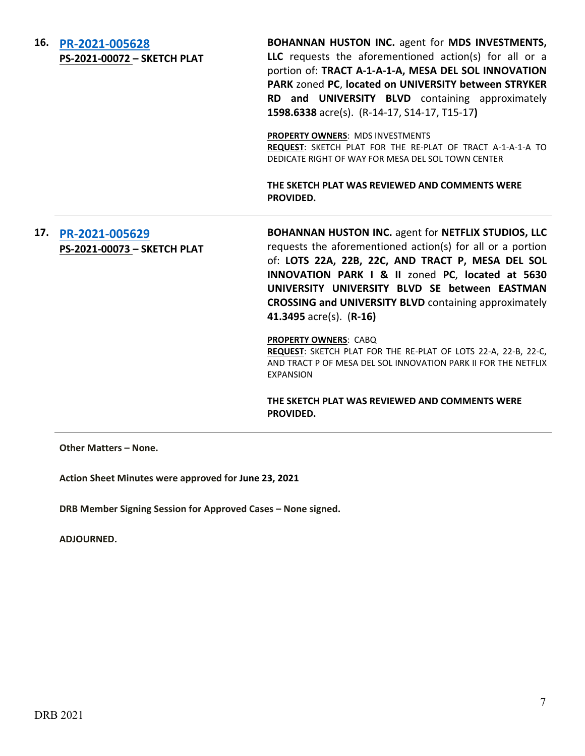**16. [PR-2021-005628](PR-2021-005628)**
**PS-2021-00072 – SKETCH PLAT**

**BOHANNAN HUSTON INC.** agent for **MDS INVESTMENTS, LLC** requests the aforementioned action(s) for all or a portion of: **TRACT A-1-A-1-A, MESA DEL SOL INNOVATION PARK** zoned **PC**, **located on UNIVERSITY between STRYKER RD and UNIVERSITY BLVD** containing approximately **1598.6338** acre(s). (R-14-17, S14-17, T15-17**)**

PROPERTY OWNERS: MDS INVESTMENTS
REQUEST: SKETCH PLAT FOR THE RE-PLAT OF TRACT A-1-A-1-A TO DEDICATE RIGHT OF WAY FOR MESA DEL SOL TOWN CENTER

**THE SKETCH PLAT WAS REVIEWED AND COMMENTS WERE PROVIDED.**

---

**17. [PR-2021-005629](PR-2021-005629)**
**PS-2021-00073 – SKETCH PLAT**

**BOHANNAN HUSTON INC.** agent for **NETFLIX STUDIOS, LLC** requests the aforementioned action(s) for all or a portion of: **LOTS 22A, 22B, 22C, AND TRACT P, MESA DEL SOL INNOVATION PARK I & II** zoned **PC**, **located at 5630 UNIVERSITY UNIVERSITY BLVD SE between EASTMAN CROSSING and UNIVERSITY BLVD** containing approximately **41.3495** acre(s). (**R-16)**

PROPERTY OWNERS: CABQ
REQUEST: SKETCH PLAT FOR THE RE-PLAT OF LOTS 22-A, 22-B, 22-C, AND TRACT P OF MESA DEL SOL INNOVATION PARK II FOR THE NETFLIX EXPANSION

**THE SKETCH PLAT WAS REVIEWED AND COMMENTS WERE PROVIDED.**

---

**Other Matters – None.**

**Action Sheet Minutes were approved for June 23, 2021**

**DRB Member Signing Session for Approved Cases – None signed.**

**ADJOURNED.**